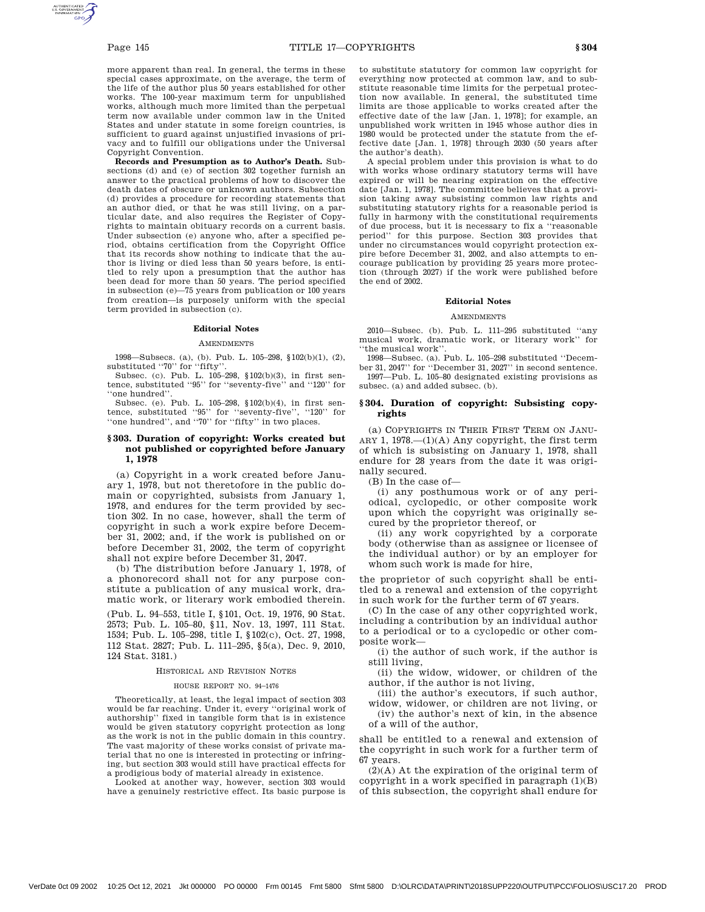more apparent than real. In general, the terms in these special cases approximate, on the average, the term of the life of the author plus 50 years established for other works. The 100-year maximum term for unpublished works, although much more limited than the perpetual term now available under common law in the United States and under statute in some foreign countries, is sufficient to guard against unjustified invasions of privacy and to fulfill our obligations under the Universal Copyright Convention.

**Records and Presumption as to Author's Death.** Subsections (d) and (e) of section 302 together furnish an answer to the practical problems of how to discover the death dates of obscure or unknown authors. Subsection (d) provides a procedure for recording statements that an author died, or that he was still living, on a particular date, and also requires the Register of Copyrights to maintain obituary records on a current basis. Under subsection (e) anyone who, after a specified period, obtains certification from the Copyright Office that its records show nothing to indicate that the author is living or died less than 50 years before, is entitled to rely upon a presumption that the author has been dead for more than 50 years. The period specified in subsection (e)—75 years from publication or 100 years from creation—is purposely uniform with the special term provided in subsection (c).

#### Editorial Notes

##### AMENDMENTS

1998—Subsecs. (a), (b). Pub. L. 105–298, §102(b)(1), (2), substituted ''70'' for ''fifty''.

Subsec. (c). Pub. L. 105–298, §102(b)(3), in first sentence, substituted ''95'' for ''seventy-five'' and ''120'' for ''one hundred''.

Subsec. (e). Pub. L. 105–298, §102(b)(4), in first sentence, substituted ''95'' for ''seventy-five'', ''120'' for ''one hundred'', and ''70'' for ''fifty'' in two places.

### § 303. Duration of copyright: Works created but not published or copyrighted before January 1, 1978

(a) Copyright in a work created before January 1, 1978, but not theretofore in the public domain or copyrighted, subsists from January 1, 1978, and endures for the term provided by section 302. In no case, however, shall the term of copyright in such a work expire before December 31, 2002; and, if the work is published on or before December 31, 2002, the term of copyright shall not expire before December 31, 2047.

(b) The distribution before January 1, 1978, of a phonorecord shall not for any purpose constitute a publication of any musical work, dramatic work, or literary work embodied therein.

(Pub. L. 94–553, title I, §101, Oct. 19, 1976, 90 Stat. 2573; Pub. L. 105–80, §11, Nov. 13, 1997, 111 Stat. 1534; Pub. L. 105–298, title I, §102(c), Oct. 27, 1998, 112 Stat. 2827; Pub. L. 111–295, §5(a), Dec. 9, 2010, 124 Stat. 3181.)

##### HISTORICAL AND REVISION NOTES

###### HOUSE REPORT NO. 94–1476

Theoretically, at least, the legal impact of section 303 would be far reaching. Under it, every ''original work of authorship'' fixed in tangible form that is in existence would be given statutory copyright protection as long as the work is not in the public domain in this country. The vast majority of these works consist of private material that no one is interested in protecting or infringing, but section 303 would still have practical effects for a prodigious body of material already in existence.

Looked at another way, however, section 303 would have a genuinely restrictive effect. Its basic purpose is to substitute statutory for common law copyright for everything now protected at common law, and to substitute reasonable time limits for the perpetual protection now available. In general, the substituted time limits are those applicable to works created after the effective date of the law [Jan. 1, 1978]; for example, an unpublished work written in 1945 whose author dies in 1980 would be protected under the statute from the effective date [Jan. 1, 1978] through 2030 (50 years after the author's death).

A special problem under this provision is what to do with works whose ordinary statutory terms will have expired or will be nearing expiration on the effective date [Jan. 1, 1978]. The committee believes that a provision taking away subsisting common law rights and substituting statutory rights for a reasonable period is fully in harmony with the constitutional requirements of due process, but it is necessary to fix a ''reasonable period'' for this purpose. Section 303 provides that under no circumstances would copyright protection expire before December 31, 2002, and also attempts to encourage publication by providing 25 years more protection (through 2027) if the work were published before the end of 2002.

#### Editorial Notes

##### AMENDMENTS

2010—Subsec. (b). Pub. L. 111–295 substituted ''any musical work, dramatic work, or literary work'' for ''the musical work''.

1998—Subsec. (a). Pub. L. 105–298 substituted ''December 31, 2047'' for ''December 31, 2027'' in second sentence.

1997—Pub. L. 105–80 designated existing provisions as subsec. (a) and added subsec. (b).

### § 304. Duration of copyright: Subsisting copyrights

(a) COPYRIGHTS IN THEIR FIRST TERM ON JANUARY 1, 1978.—(1)(A) Any copyright, the first term of which is subsisting on January 1, 1978, shall endure for 28 years from the date it was originally secured.

(B) In the case of—

(i) any posthumous work or of any periodical, cyclopedic, or other composite work upon which the copyright was originally secured by the proprietor thereof, or

(ii) any work copyrighted by a corporate body (otherwise than as assignee or licensee of the individual author) or by an employer for whom such work is made for hire,

the proprietor of such copyright shall be entitled to a renewal and extension of the copyright in such work for the further term of 67 years.

(C) In the case of any other copyrighted work, including a contribution by an individual author to a periodical or to a cyclopedic or other composite work—

(i) the author of such work, if the author is still living,

(ii) the widow, widower, or children of the author, if the author is not living,

(iii) the author's executors, if such author, widow, widower, or children are not living, or

(iv) the author's next of kin, in the absence of a will of the author,

shall be entitled to a renewal and extension of the copyright in such work for a further term of 67 years.

(2)(A) At the expiration of the original term of copyright in a work specified in paragraph (1)(B) of this subsection, the copyright shall endure for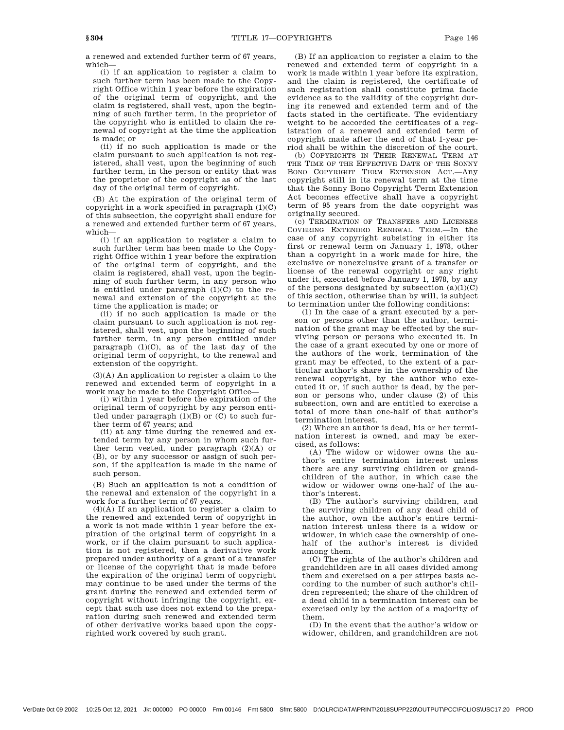a renewed and extended further term of 67 years, which—

(i) if an application to register a claim to such further term has been made to the Copyright Office within 1 year before the expiration of the original term of copyright, and the claim is registered, shall vest, upon the beginning of such further term, in the proprietor of the copyright who is entitled to claim the renewal of copyright at the time the application is made; or

(ii) if no such application is made or the claim pursuant to such application is not registered, shall vest, upon the beginning of such further term, in the person or entity that was the proprietor of the copyright as of the last day of the original term of copyright.

(B) At the expiration of the original term of copyright in a work specified in paragraph (1)(C) of this subsection, the copyright shall endure for a renewed and extended further term of 67 years, which—

(i) if an application to register a claim to such further term has been made to the Copyright Office within 1 year before the expiration of the original term of copyright, and the claim is registered, shall vest, upon the beginning of such further term, in any person who is entitled under paragraph (1)(C) to the renewal and extension of the copyright at the time the application is made; or

(ii) if no such application is made or the claim pursuant to such application is not registered, shall vest, upon the beginning of such further term, in any person entitled under paragraph (1)(C), as of the last day of the original term of copyright, to the renewal and extension of the copyright.

(3)(A) An application to register a claim to the renewed and extended term of copyright in a work may be made to the Copyright Office—

(i) within 1 year before the expiration of the original term of copyright by any person entitled under paragraph (1)(B) or (C) to such further term of 67 years; and

(ii) at any time during the renewed and extended term by any person in whom such further term vested, under paragraph (2)(A) or (B), or by any successor or assign of such person, if the application is made in the name of such person.

(B) Such an application is not a condition of the renewal and extension of the copyright in a work for a further term of 67 years.

(4)(A) If an application to register a claim to the renewed and extended term of copyright in a work is not made within 1 year before the expiration of the original term of copyright in a work, or if the claim pursuant to such application is not registered, then a derivative work prepared under authority of a grant of a transfer or license of the copyright that is made before the expiration of the original term of copyright may continue to be used under the terms of the grant during the renewed and extended term of copyright without infringing the copyright, except that such use does not extend to the preparation during such renewed and extended term of other derivative works based upon the copyrighted work covered by such grant.

(B) If an application to register a claim to the renewed and extended term of copyright in a work is made within 1 year before its expiration, and the claim is registered, the certificate of such registration shall constitute prima facie evidence as to the validity of the copyright during its renewed and extended term and of the facts stated in the certificate. The evidentiary weight to be accorded the certificates of a registration of a renewed and extended term of copyright made after the end of that 1-year period shall be within the discretion of the court.

(b) COPYRIGHTS IN THEIR RENEWAL TERM AT THE TIME OF THE EFFECTIVE DATE OF THE SONNY BONO COPYRIGHT TERM EXTENSION ACT.—Any copyright still in its renewal term at the time that the Sonny Bono Copyright Term Extension Act becomes effective shall have a copyright term of 95 years from the date copyright was originally secured.

(c) TERMINATION OF TRANSFERS AND LICENSES COVERING EXTENDED RENEWAL TERM.—In the case of any copyright subsisting in either its first or renewal term on January 1, 1978, other than a copyright in a work made for hire, the exclusive or nonexclusive grant of a transfer or license of the renewal copyright or any right under it, executed before January 1, 1978, by any of the persons designated by subsection (a)(1)(C) of this section, otherwise than by will, is subject to termination under the following conditions:

(1) In the case of a grant executed by a person or persons other than the author, termination of the grant may be effected by the surviving person or persons who executed it. In the case of a grant executed by one or more of the authors of the work, termination of the grant may be effected, to the extent of a particular author's share in the ownership of the renewal copyright, by the author who executed it or, if such author is dead, by the person or persons who, under clause (2) of this subsection, own and are entitled to exercise a total of more than one-half of that author's termination interest.

(2) Where an author is dead, his or her termination interest is owned, and may be exercised, as follows:

(A) The widow or widower owns the author's entire termination interest unless there are any surviving children or grandchildren of the author, in which case the widow or widower owns one-half of the author's interest.

(B) The author's surviving children, and the surviving children of any dead child of the author, own the author's entire termination interest unless there is a widow or widower, in which case the ownership of one-half of the author's interest is divided among them.

(C) The rights of the author's children and grandchildren are in all cases divided among them and exercised on a per stirpes basis according to the number of such author's children represented; the share of the children of a dead child in a termination interest can be exercised only by the action of a majority of them.

(D) In the event that the author's widow or widower, children, and grandchildren are not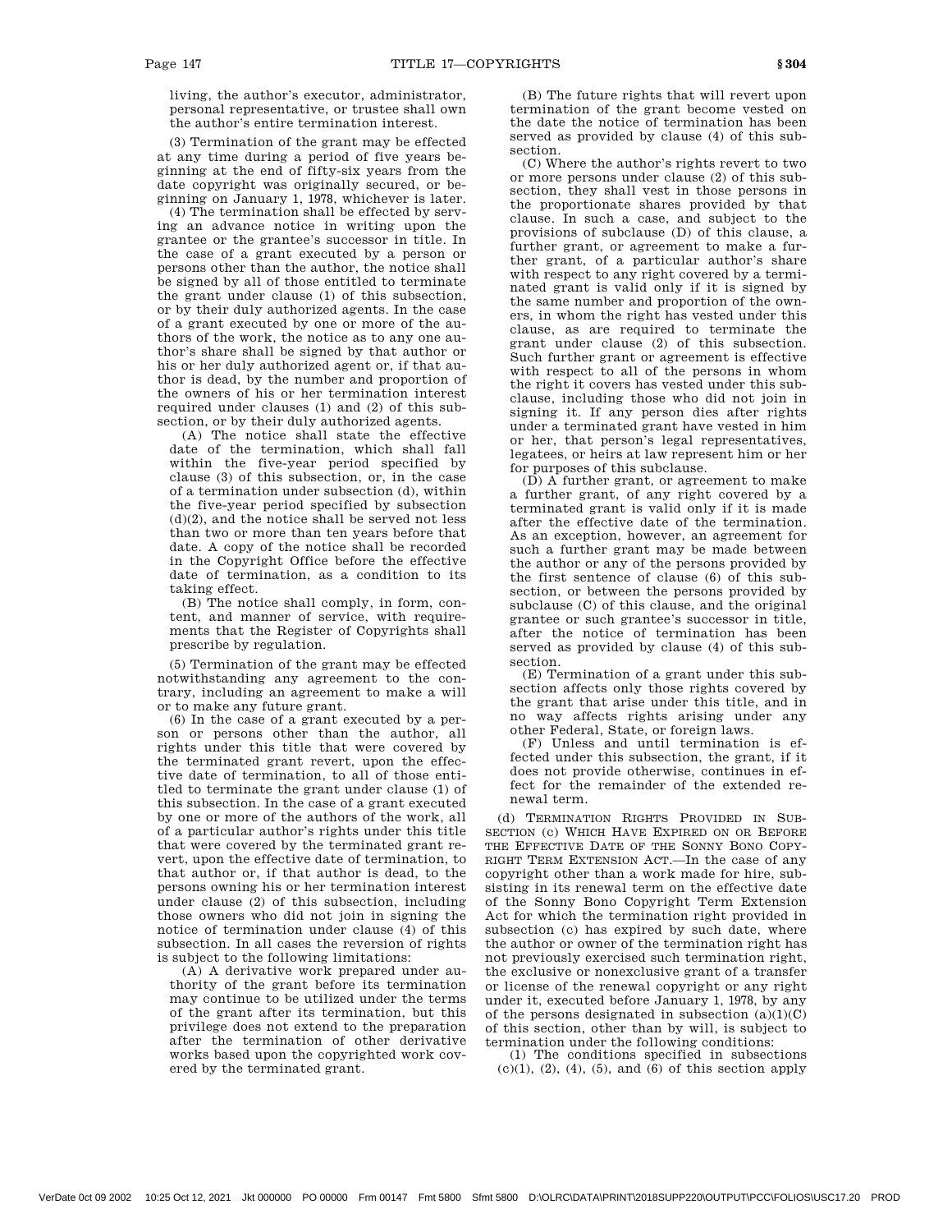living, the author's executor, administrator, personal representative, or trustee shall own the author's entire termination interest.

(3) Termination of the grant may be effected at any time during a period of five years beginning at the end of fifty-six years from the date copyright was originally secured, or beginning on January 1, 1978, whichever is later.

(4) The termination shall be effected by serving an advance notice in writing upon the grantee or the grantee's successor in title. In the case of a grant executed by a person or persons other than the author, the notice shall be signed by all of those entitled to terminate the grant under clause (1) of this subsection, or by their duly authorized agents. In the case of a grant executed by one or more of the authors of the work, the notice as to any one author's share shall be signed by that author or his or her duly authorized agent or, if that author is dead, by the number and proportion of the owners of his or her termination interest required under clauses (1) and (2) of this subsection, or by their duly authorized agents.

(A) The notice shall state the effective date of the termination, which shall fall within the five-year period specified by clause (3) of this subsection, or, in the case of a termination under subsection (d), within the five-year period specified by subsection (d)(2), and the notice shall be served not less than two or more than ten years before that date. A copy of the notice shall be recorded in the Copyright Office before the effective date of termination, as a condition to its taking effect.

(B) The notice shall comply, in form, content, and manner of service, with requirements that the Register of Copyrights shall prescribe by regulation.

(5) Termination of the grant may be effected notwithstanding any agreement to the contrary, including an agreement to make a will or to make any future grant.

(6) In the case of a grant executed by a person or persons other than the author, all rights under this title that were covered by the terminated grant revert, upon the effective date of termination, to all of those entitled to terminate the grant under clause (1) of this subsection. In the case of a grant executed by one or more of the authors of the work, all of a particular author's rights under this title that were covered by the terminated grant revert, upon the effective date of termination, to that author or, if that author is dead, to the persons owning his or her termination interest under clause (2) of this subsection, including those owners who did not join in signing the notice of termination under clause (4) of this subsection. In all cases the reversion of rights is subject to the following limitations:

(A) A derivative work prepared under authority of the grant before its termination may continue to be utilized under the terms of the grant after its termination, but this privilege does not extend to the preparation after the termination of other derivative works based upon the copyrighted work covered by the terminated grant.

(B) The future rights that will revert upon termination of the grant become vested on the date the notice of termination has been served as provided by clause (4) of this subsection.

(C) Where the author's rights revert to two or more persons under clause (2) of this subsection, they shall vest in those persons in the proportionate shares provided by that clause. In such a case, and subject to the provisions of subclause (D) of this clause, a further grant, or agreement to make a further grant, of a particular author's share with respect to any right covered by a terminated grant is valid only if it is signed by the same number and proportion of the owners, in whom the right has vested under this clause, as are required to terminate the grant under clause (2) of this subsection. Such further grant or agreement is effective with respect to all of the persons in whom the right it covers has vested under this subclause, including those who did not join in signing it. If any person dies after rights under a terminated grant have vested in him or her, that person's legal representatives, legatees, or heirs at law represent him or her for purposes of this subclause.

(D) A further grant, or agreement to make a further grant, of any right covered by a terminated grant is valid only if it is made after the effective date of the termination. As an exception, however, an agreement for such a further grant may be made between the author or any of the persons provided by the first sentence of clause (6) of this subsection, or between the persons provided by subclause (C) of this clause, and the original grantee or such grantee's successor in title, after the notice of termination has been served as provided by clause (4) of this subsection.

(E) Termination of a grant under this subsection affects only those rights covered by the grant that arise under this title, and in no way affects rights arising under any other Federal, State, or foreign laws.

(F) Unless and until termination is effected under this subsection, the grant, if it does not provide otherwise, continues in effect for the remainder of the extended renewal term.

(d) TERMINATION RIGHTS PROVIDED IN SUBSECTION (c) WHICH HAVE EXPIRED ON OR BEFORE THE EFFECTIVE DATE OF THE SONNY BONO COPYRIGHT TERM EXTENSION ACT.—In the case of any copyright other than a work made for hire, subsisting in its renewal term on the effective date of the Sonny Bono Copyright Term Extension Act for which the termination right provided in subsection (c) has expired by such date, where the author or owner of the termination right has not previously exercised such termination right, the exclusive or nonexclusive grant of a transfer or license of the renewal copyright or any right under it, executed before January 1, 1978, by any of the persons designated in subsection (a)(1)(C) of this section, other than by will, is subject to termination under the following conditions:

(1) The conditions specified in subsections (c)(1), (2), (4), (5), and (6) of this section apply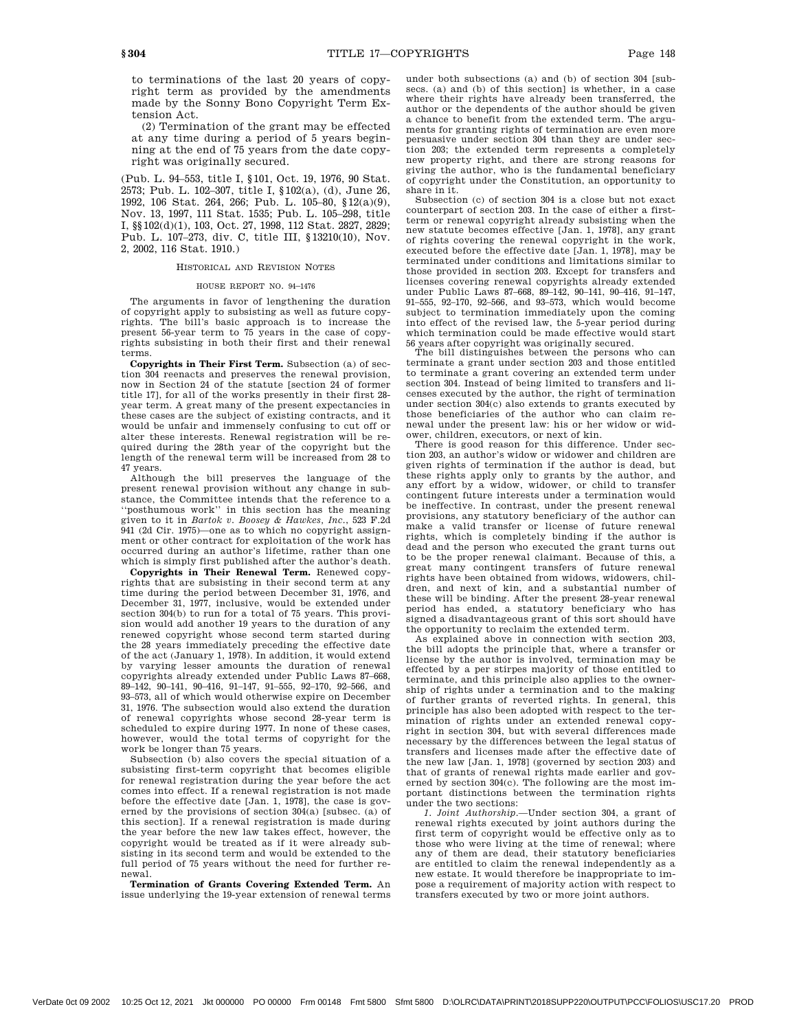to terminations of the last 20 years of copyright term as provided by the amendments made by the Sonny Bono Copyright Term Extension Act.

(2) Termination of the grant may be effected at any time during a period of 5 years beginning at the end of 75 years from the date copyright was originally secured.

(Pub. L. 94–553, title I, §101, Oct. 19, 1976, 90 Stat. 2573; Pub. L. 102–307, title I, §102(a), (d), June 26, 1992, 106 Stat. 264, 266; Pub. L. 105–80, §12(a)(9), Nov. 13, 1997, 111 Stat. 1535; Pub. L. 105–298, title I, §§102(d)(1), 103, Oct. 27, 1998, 112 Stat. 2827, 2829; Pub. L. 107–273, div. C, title III, §13210(10), Nov. 2, 2002, 116 Stat. 1910.)

## HISTORICAL AND REVISION NOTES

### HOUSE REPORT NO. 94–1476

The arguments in favor of lengthening the duration of copyright apply to subsisting as well as future copyrights. The bill's basic approach is to increase the present 56-year term to 75 years in the case of copyrights subsisting in both their first and their renewal terms.

**Copyrights in Their First Term.** Subsection (a) of section 304 reenacts and preserves the renewal provision, now in Section 24 of the statute [section 24 of former title 17], for all of the works presently in their first 28-year term. A great many of the present expectancies in these cases are the subject of existing contracts, and it would be unfair and immensely confusing to cut off or alter these interests. Renewal registration will be required during the 28th year of the copyright but the length of the renewal term will be increased from 28 to 47 years.

Although the bill preserves the language of the present renewal provision without any change in substance, the Committee intends that the reference to a "posthumous work" in this section has the meaning given to it in *Bartok v. Boosey & Hawkes, Inc.*, 523 F.2d 941 (2d Cir. 1975)—one as to which no copyright assignment or other contract for exploitation of the work has occurred during an author's lifetime, rather than one which is simply first published after the author's death.

**Copyrights in Their Renewal Term.** Renewed copyrights that are subsisting in their second term at any time during the period between December 31, 1976, and December 31, 1977, inclusive, would be extended under section 304(b) to run for a total of 75 years. This provision would add another 19 years to the duration of any renewed copyright whose second term started during the 28 years immediately preceding the effective date of the act (January 1, 1978). In addition, it would extend by varying lesser amounts the duration of renewal copyrights already extended under Public Laws 87–668, 89–142, 90–141, 90–416, 91–147, 91–555, 92–170, 92–566, and 93–573, all of which would otherwise expire on December 31, 1976. The subsection would also extend the duration of renewal copyrights whose second 28-year term is scheduled to expire during 1977. In none of these cases, however, would the total terms of copyright for the work be longer than 75 years.

Subsection (b) also covers the special situation of a subsisting first-term copyright that becomes eligible for renewal registration during the year before the act comes into effect. If a renewal registration is not made before the effective date [Jan. 1, 1978], the case is governed by the provisions of section 304(a) [subsec. (a) of this section]. If a renewal registration is made during the year before the new law takes effect, however, the copyright would be treated as if it were already subsisting in its second term and would be extended to the full period of 75 years without the need for further renewal.

**Termination of Grants Covering Extended Term.** An issue underlying the 19-year extension of renewal terms under both subsections (a) and (b) of section 304 [subsecs. (a) and (b) of this section] is whether, in a case where their rights have already been transferred, the author or the dependents of the author should be given a chance to benefit from the extended term. The arguments for granting rights of termination are even more persuasive under section 304 than they are under section 203; the extended term represents a completely new property right, and there are strong reasons for giving the author, who is the fundamental beneficiary of copyright under the Constitution, an opportunity to share in it.

Subsection (c) of section 304 is a close but not exact counterpart of section 203. In the case of either a first-term or renewal copyright already subsisting when the new statute becomes effective [Jan. 1, 1978], any grant of rights covering the renewal copyright in the work, executed before the effective date [Jan. 1, 1978], may be terminated under conditions and limitations similar to those provided in section 203. Except for transfers and licenses covering renewal copyrights already extended under Public Laws 87–668, 89–142, 90–141, 90–416, 91–147, 91–555, 92–170, 92–566, and 93–573, which would become subject to termination immediately upon the coming into effect of the revised law, the 5-year period during which termination could be made effective would start 56 years after copyright was originally secured.

The bill distinguishes between the persons who can terminate a grant under section 203 and those entitled to terminate a grant covering an extended term under section 304. Instead of being limited to transfers and licenses executed by the author, the right of termination under section 304(c) also extends to grants executed by those beneficiaries of the author who can claim renewal under the present law: his or her widow or widower, children, executors, or next of kin.

There is good reason for this difference. Under section 203, an author's widow or widower and children are given rights of termination if the author is dead, but these rights apply only to grants by the author, and any effort by a widow, widower, or child to transfer contingent future interests under a termination would be ineffective. In contrast, under the present renewal provisions, any statutory beneficiary of the author can make a valid transfer or license of future renewal rights, which is completely binding if the author is dead and the person who executed the grant turns out to be the proper renewal claimant. Because of this, a great many contingent transfers of future renewal rights have been obtained from widows, widowers, children, and next of kin, and a substantial number of these will be binding. After the present 28-year renewal period has ended, a statutory beneficiary who has signed a disadvantageous grant of this sort should have the opportunity to reclaim the extended term.

As explained above in connection with section 203, the bill adopts the principle that, where a transfer or license by the author is involved, termination may be effected by a per stirpes majority of those entitled to terminate, and this principle also applies to the ownership of rights under a termination and to the making of further grants of reverted rights. In general, this principle has also been adopted with respect to the termination of rights under an extended renewal copyright in section 304, but with several differences made necessary by the differences between the legal status of transfers and licenses made after the effective date of the new law [Jan. 1, 1978] (governed by section 203) and that of grants of renewal rights made earlier and governed by section 304(c). The following are the most important distinctions between the termination rights under the two sections:

*1. Joint Authorship.*—Under section 304, a grant of renewal rights executed by joint authors during the first term of copyright would be effective only as to those who were living at the time of renewal; where any of them are dead, their statutory beneficiaries are entitled to claim the renewal independently as a new estate. It would therefore be inappropriate to impose a requirement of majority action with respect to transfers executed by two or more joint authors.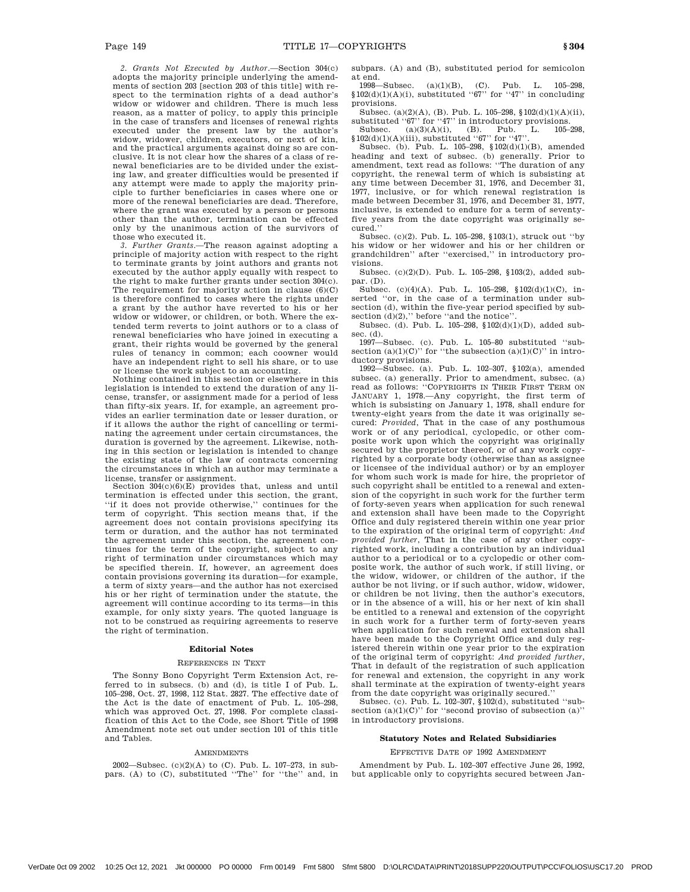*2. Grants Not Executed by Author.*—Section 304(c) adopts the majority principle underlying the amendments of section 203 [section 203 of this title] with respect to the termination rights of a dead author's widow or widower and children. There is much less reason, as a matter of policy, to apply this principle in the case of transfers and licenses of renewal rights executed under the present law by the author's widow, widower, children, executors, or next of kin, and the practical arguments against doing so are conclusive. It is not clear how the shares of a class of renewal beneficiaries are to be divided under the existing law, and greater difficulties would be presented if any attempt were made to apply the majority principle to further beneficiaries in cases where one or more of the renewal beneficiaries are dead. Therefore, where the grant was executed by a person or persons other than the author, termination can be effected only by the unanimous action of the survivors of those who executed it.

*3. Further Grants.*—The reason against adopting a principle of majority action with respect to the right to terminate grants by joint authors and grants not executed by the author apply equally with respect to the right to make further grants under section 304(c). The requirement for majority action in clause (6)(C) is therefore confined to cases where the rights under a grant by the author have reverted to his or her widow or widower, or children, or both. Where the extended term reverts to joint authors or to a class of renewal beneficiaries who have joined in executing a grant, their rights would be governed by the general rules of tenancy in common; each coowner would have an independent right to sell his share, or to use or license the work subject to an accounting.

Nothing contained in this section or elsewhere in this legislation is intended to extend the duration of any license, transfer, or assignment made for a period of less than fifty-six years. If, for example, an agreement provides an earlier termination date or lesser duration, or if it allows the author the right of cancelling or terminating the agreement under certain circumstances, the duration is governed by the agreement. Likewise, nothing in this section or legislation is intended to change the existing state of the law of contracts concerning the circumstances in which an author may terminate a license, transfer or assignment.

Section 304(c)(6)(E) provides that, unless and until termination is effected under this section, the grant, "if it does not provide otherwise," continues for the term of copyright. This section means that, if the agreement does not contain provisions specifying its term or duration, and the author has not terminated the agreement under this section, the agreement continues for the term of the copyright, subject to any right of termination under circumstances which may be specified therein. If, however, an agreement does contain provisions governing its duration—for example, a term of sixty years—and the author has not exercised his or her right of termination under the statute, the agreement will continue according to its terms—in this example, for only sixty years. The quoted language is not to be construed as requiring agreements to reserve the right of termination.

## Editorial Notes

### References in Text

The Sonny Bono Copyright Term Extension Act, referred to in subsecs. (b) and (d), is title I of Pub. L. 105–298, Oct. 27, 1998, 112 Stat. 2827. The effective date of the Act is the date of enactment of Pub. L. 105–298, which was approved Oct. 27, 1998. For complete classification of this Act to the Code, see Short Title of 1998 Amendment note set out under section 101 of this title and Tables.

### Amendments

2002—Subsec. (c)(2)(A) to (C). Pub. L. 107–273, in subpars. (A) to (C), substituted "The" for "the" and, in subpars. (A) and (B), substituted period for semicolon at end.

1998—Subsec. (a)(1)(B), (C). Pub. L. 105–298, §102(d)(1)(A)(i), substituted "67" for "47" in concluding provisions.

Subsec. (a)(2)(A), (B). Pub. L. 105–298, §102(d)(1)(A)(ii), substituted "67" for "47" in introductory provisions.

Subsec. (a)(3)(A)(i), (B). Pub. L. 105–298, §102(d)(1)(A)(iii), substituted "67" for "47".

Subsec. (b). Pub. L. 105–298, §102(d)(1)(B), amended heading and text of subsec. (b) generally. Prior to amendment, text read as follows: "The duration of any copyright, the renewal term of which is subsisting at any time between December 31, 1976, and December 31, 1977, inclusive, or for which renewal registration is made between December 31, 1976, and December 31, 1977, inclusive, is extended to endure for a term of seventy-five years from the date copyright was originally secured."

Subsec. (c)(2). Pub. L. 105–298, §103(1), struck out "by his widow or her widower and his or her children or grandchildren" after "exercised," in introductory provisions.

Subsec. (c)(2)(D). Pub. L. 105–298, §103(2), added subpar. (D).

Subsec. (c)(4)(A). Pub. L. 105–298, §102(d)(1)(C), inserted "or, in the case of a termination under subsection (d), within the five-year period specified by subsection (d)(2)," before "and the notice".

Subsec. (d). Pub. L. 105–298, §102(d)(1)(D), added subsec. (d).

1997—Subsec. (c). Pub. L. 105–80 substituted "subsection (a)(1)(C)" for "the subsection (a)(1)(C)" in introductory provisions.

1992—Subsec. (a). Pub. L. 102–307, §102(a), amended subsec. (a) generally. Prior to amendment, subsec. (a) read as follows: "Copyrights in Their First Term on January 1, 1978.—Any copyright, the first term of which is subsisting on January 1, 1978, shall endure for twenty-eight years from the date it was originally secured: *Provided*, That in the case of any posthumous work or of any periodical, cyclopedic, or other composite work upon which the copyright was originally secured by the proprietor thereof, or of any work copyrighted by a corporate body (otherwise than as assignee or licensee of the individual author) or by an employer for whom such work is made for hire, the proprietor of such copyright shall be entitled to a renewal and extension of the copyright in such work for the further term of forty-seven years when application for such renewal and extension shall have been made to the Copyright Office and duly registered therein within one year prior to the expiration of the original term of copyright: *And provided further*, That in the case of any other copyrighted work, including a contribution by an individual author to a periodical or to a cyclopedic or other composite work, the author of such work, if still living, or the widow, widower, or children of the author, if the author be not living, or if such author, widow, widower, or children be not living, then the author's executors, or in the absence of a will, his or her next of kin shall be entitled to a renewal and extension of the copyright in such work for a further term of forty-seven years when application for such renewal and extension shall have been made to the Copyright Office and duly registered therein within one year prior to the expiration of the original term of copyright: *And provided further*, That in default of the registration of such application for renewal and extension, the copyright in any work shall terminate at the expiration of twenty-eight years from the date copyright was originally secured."

Subsec. (c). Pub. L. 102–307, §102(d), substituted "subsection (a)(1)(C)" for "second proviso of subsection (a)" in introductory provisions.

## Statutory Notes and Related Subsidiaries

### Effective Date of 1992 Amendment

Amendment by Pub. L. 102–307 effective June 26, 1992, but applicable only to copyrights secured between Jan-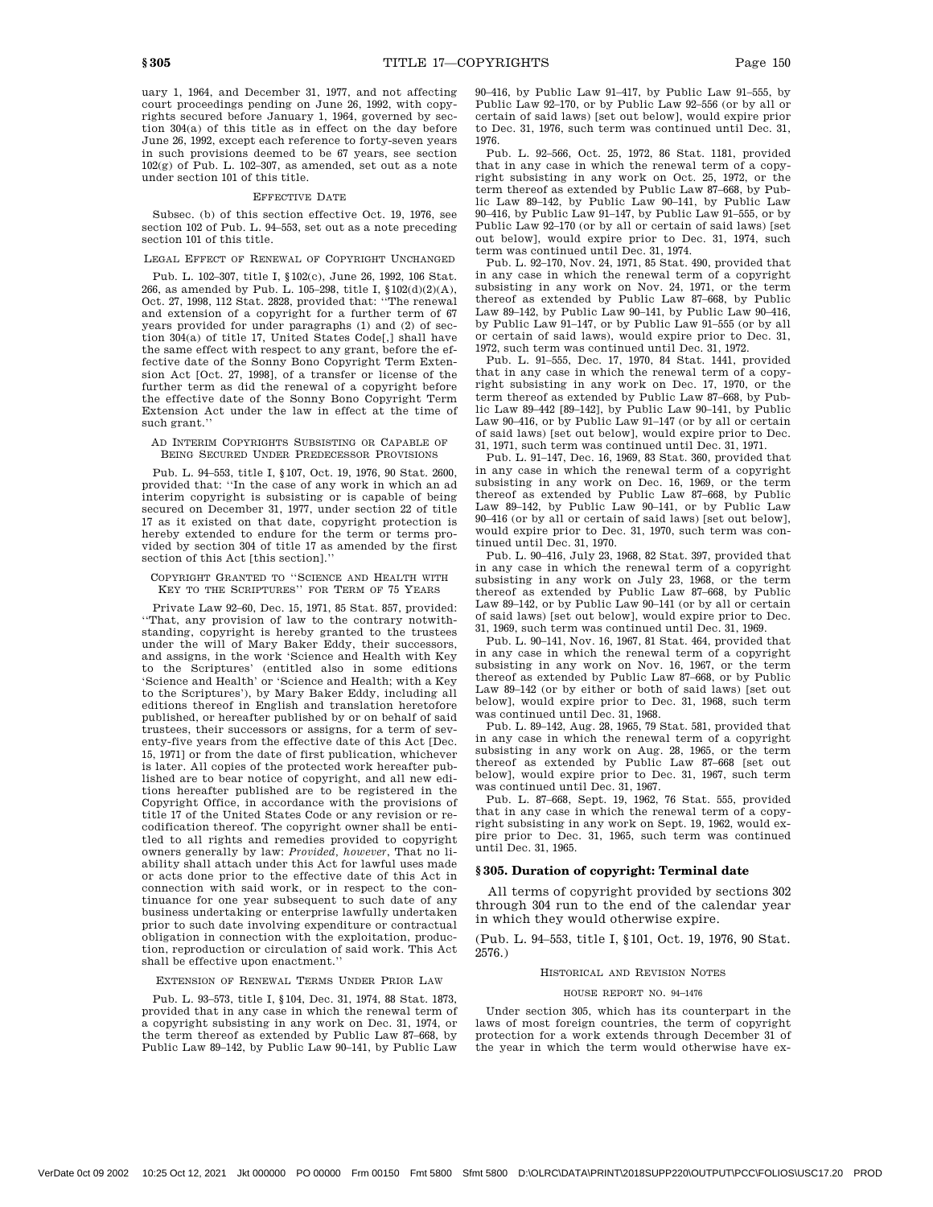uary 1, 1964, and December 31, 1977, and not affecting court proceedings pending on June 26, 1992, with copyrights secured before January 1, 1964, governed by section 304(a) of this title as in effect on the day before June 26, 1992, except each reference to forty-seven years in such provisions deemed to be 67 years, see section 102(g) of Pub. L. 102–307, as amended, set out as a note under section 101 of this title.

EFFECTIVE DATE

Subsec. (b) of this section effective Oct. 19, 1976, see section 102 of Pub. L. 94–553, set out as a note preceding section 101 of this title.

LEGAL EFFECT OF RENEWAL OF COPYRIGHT UNCHANGED

Pub. L. 102–307, title I, §102(c), June 26, 1992, 106 Stat. 266, as amended by Pub. L. 105–298, title I, §102(d)(2)(A), Oct. 27, 1998, 112 Stat. 2828, provided that: ''The renewal and extension of a copyright for a further term of 67 years provided for under paragraphs (1) and (2) of section 304(a) of title 17, United States Code[,] shall have the same effect with respect to any grant, before the effective date of the Sonny Bono Copyright Term Extension Act [Oct. 27, 1998], of a transfer or license of the further term as did the renewal of a copyright before the effective date of the Sonny Bono Copyright Term Extension Act under the law in effect at the time of such grant.''

AD INTERIM COPYRIGHTS SUBSISTING OR CAPABLE OF BEING SECURED UNDER PREDECESSOR PROVISIONS

Pub. L. 94–553, title I, §107, Oct. 19, 1976, 90 Stat. 2600, provided that: ''In the case of any work in which an ad interim copyright is subsisting or is capable of being secured on December 31, 1977, under section 22 of title 17 as it existed on that date, copyright protection is hereby extended to endure for the term or terms provided by section 304 of title 17 as amended by the first section of this Act [this section].''

COPYRIGHT GRANTED TO ''SCIENCE AND HEALTH WITH KEY TO THE SCRIPTURES'' FOR TERM OF 75 YEARS

Private Law 92–60, Dec. 15, 1971, 85 Stat. 857, provided: ''That, any provision of law to the contrary notwithstanding, copyright is hereby granted to the trustees under the will of Mary Baker Eddy, their successors, and assigns, in the work 'Science and Health with Key to the Scriptures' (entitled also in some editions 'Science and Health' or 'Science and Health; with a Key to the Scriptures'), by Mary Baker Eddy, including all editions thereof in English and translation heretofore published, or hereafter published by or on behalf of said trustees, their successors or assigns, for a term of seventy-five years from the effective date of this Act [Dec. 15, 1971] or from the date of first publication, whichever is later. All copies of the protected work hereafter published are to bear notice of copyright, and all new editions hereafter published are to be registered in the Copyright Office, in accordance with the provisions of title 17 of the United States Code or any revision or recodification thereof. The copyright owner shall be entitled to all rights and remedies provided to copyright owners generally by law: *Provided, however*, That no liability shall attach under this Act for lawful uses made or acts done prior to the effective date of this Act in connection with said work, or in respect to the continuance for one year subsequent to such date of any business undertaking or enterprise lawfully undertaken prior to such date involving expenditure or contractual obligation in connection with the exploitation, production, reproduction or circulation of said work. This Act shall be effective upon enactment.''

EXTENSION OF RENEWAL TERMS UNDER PRIOR LAW

Pub. L. 93–573, title I, §104, Dec. 31, 1974, 88 Stat. 1873, provided that in any case in which the renewal term of a copyright subsisting in any work on Dec. 31, 1974, or the term thereof as extended by Public Law 87–668, by Public Law 89–142, by Public Law 90–141, by Public Law 90–416, by Public Law 91–417, by Public Law 91–555, by Public Law 92–170, or by Public Law 92–556 (or by all or certain of said laws) [set out below], would expire prior to Dec. 31, 1976, such term was continued until Dec. 31, 1976.

Pub. L. 92–566, Oct. 25, 1972, 86 Stat. 1181, provided that in any case in which the renewal term of a copyright subsisting in any work on Oct. 25, 1972, or the term thereof as extended by Public Law 87–668, by Public Law 89–142, by Public Law 90–141, by Public Law 90–416, by Public Law 91–147, by Public Law 91–555, or by Public Law 92–170 (or by all or certain of said laws) [set out below], would expire prior to Dec. 31, 1974, such term was continued until Dec. 31, 1974.

Pub. L. 92–170, Nov. 24, 1971, 85 Stat. 490, provided that in any case in which the renewal term of a copyright subsisting in any work on Nov. 24, 1971, or the term thereof as extended by Public Law 87–668, by Public Law 89–142, by Public Law 90–141, by Public Law 90–416, by Public Law 91–147, or by Public Law 91–555 (or by all or certain of said laws), would expire prior to Dec. 31, 1972, such term was continued until Dec. 31, 1972.

Pub. L. 91–555, Dec. 17, 1970, 84 Stat. 1441, provided that in any case in which the renewal term of a copyright subsisting in any work on Dec. 17, 1970, or the term thereof as extended by Public Law 87–668, by Public Law 89–442 [89–142], by Public Law 90–141, by Public Law 90–416, or by Public Law 91–147 (or by all or certain of said laws) [set out below], would expire prior to Dec. 31, 1971, such term was continued until Dec. 31, 1971.

Pub. L. 91–147, Dec. 16, 1969, 83 Stat. 360, provided that in any case in which the renewal term of a copyright subsisting in any work on Dec. 16, 1969, or the term thereof as extended by Public Law 87–668, by Public Law 89–142, by Public Law 90–141, or by Public Law 90–416 (or by all or certain of said laws) [set out below], would expire prior to Dec. 31, 1970, such term was continued until Dec. 31, 1970.

Pub. L. 90–416, July 23, 1968, 82 Stat. 397, provided that in any case in which the renewal term of a copyright subsisting in any work on July 23, 1968, or the term thereof as extended by Public Law 87–668, by Public Law 89–142, or by Public Law 90–141 (or by all or certain of said laws) [set out below], would expire prior to Dec. 31, 1969, such term was continued until Dec. 31, 1969.

Pub. L. 90–141, Nov. 16, 1967, 81 Stat. 464, provided that in any case in which the renewal term of a copyright subsisting in any work on Nov. 16, 1967, or the term thereof as extended by Public Law 87–668, or by Public Law 89–142 (or by either or both of said laws) [set out below], would expire prior to Dec. 31, 1968, such term was continued until Dec. 31, 1968.

Pub. L. 89–142, Aug. 28, 1965, 79 Stat. 581, provided that in any case in which the renewal term of a copyright subsisting in any work on Aug. 28, 1965, or the term thereof as extended by Public Law 87–668 [set out below], would expire prior to Dec. 31, 1967, such term was continued until Dec. 31, 1967.

Pub. L. 87–668, Sept. 19, 1962, 76 Stat. 555, provided that in any case in which the renewal term of a copyright subsisting in any work on Sept. 19, 1962, would expire prior to Dec. 31, 1965, such term was continued until Dec. 31, 1965.

## § 305. Duration of copyright: Terminal date

All terms of copyright provided by sections 302 through 304 run to the end of the calendar year in which they would otherwise expire.

(Pub. L. 94–553, title I, §101, Oct. 19, 1976, 90 Stat. 2576.)

HISTORICAL AND REVISION NOTES

HOUSE REPORT NO. 94–1476

Under section 305, which has its counterpart in the laws of most foreign countries, the term of copyright protection for a work extends through December 31 of the year in which the term would otherwise have ex-